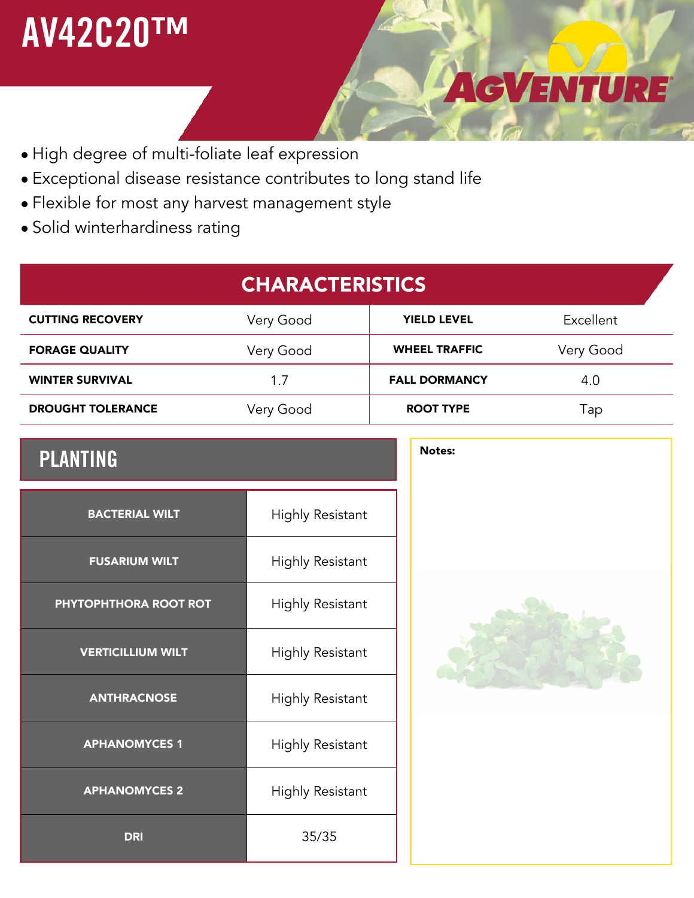# AV42C20™

AgVenture

- High degree of multi-foliate leaf expression
- Exceptional disease resistance contributes to long stand life
- Flexible for most any harvest management style
- Solid winterhardiness rating

## CHARACTERISTICS

| | | | |
|---|---|---|---|
| **CUTTING RECOVERY** | Very Good | **YIELD LEVEL** | Excellent |
| **FORAGE QUALITY** | Very Good | **WHEEL TRAFFIC** | Very Good |
| **WINTER SURVIVAL** | 1.7 | **FALL DORMANCY** | 4.0 |
| **DROUGHT TOLERANCE** | Very Good | **ROOT TYPE** | Tap |

## PLANTING

| | |
|---|---|
| **BACTERIAL WILT** | Highly Resistant |
| **FUSARIUM WILT** | Highly Resistant |
| **PHYTOPHTHORA ROOT ROT** | Highly Resistant |
| **VERTICILLIUM WILT** | Highly Resistant |
| **ANTHRACNOSE** | Highly Resistant |
| **APHANOMYCES 1** | Highly Resistant |
| **APHANOMYCES 2** | Highly Resistant |
| **DRI** | 35/35 |

**Notes:**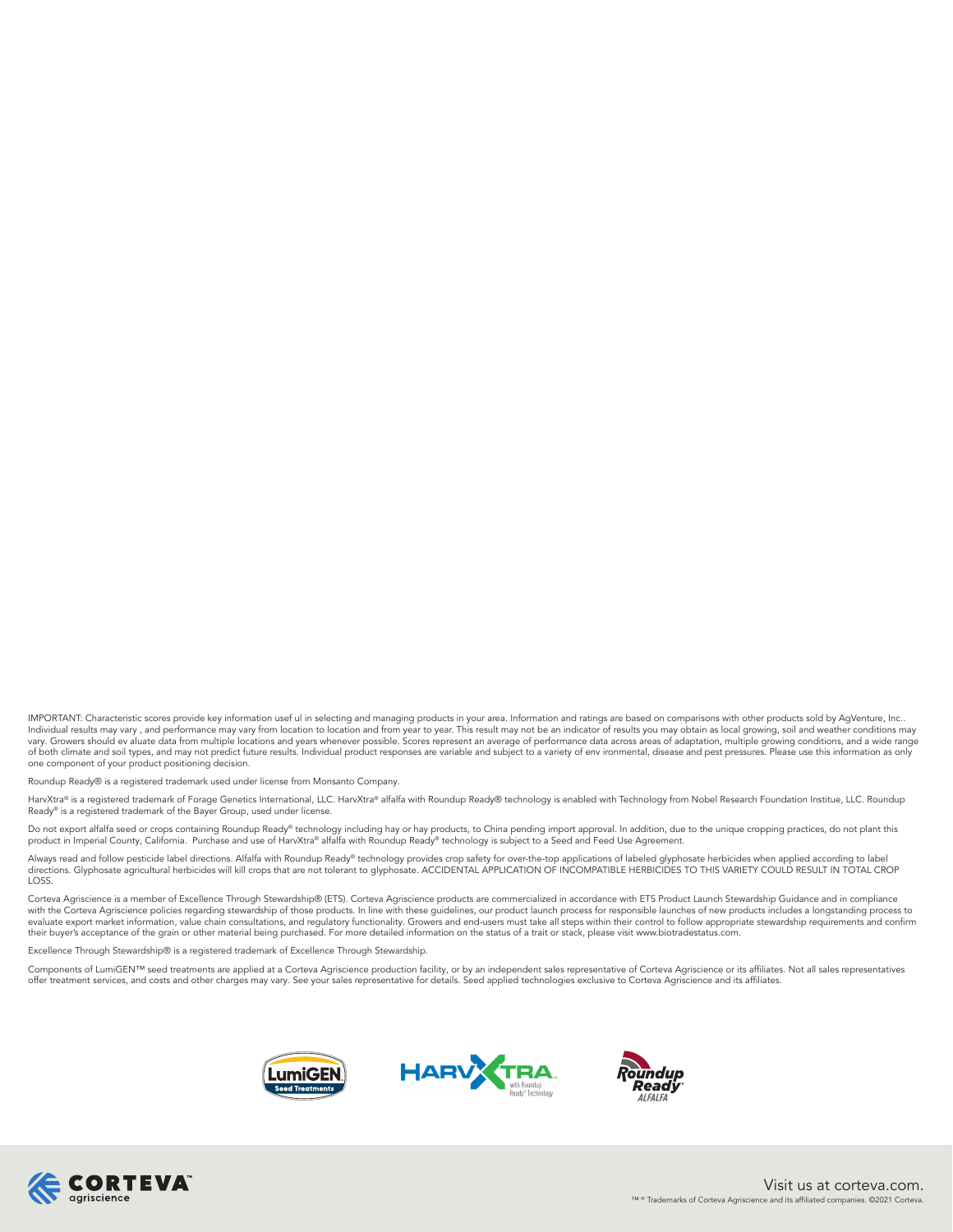IMPORTANT: Characteristic scores provide key information usef ul in selecting and managing products in your area. Information and ratings are based on comparisons with other products sold by AgVenture, Inc.. Individual results may vary , and performance may vary from location to location and from year to year. This result may not be an indicator of results you may obtain as local growing, soil and weather conditions may vary. Growers should ev aluate data from multiple locations and years whenever possible. Scores represent an average of performance data across areas of adaptation, multiple growing conditions, and a wide range of both climate and soil types, and may not predict future results. Individual product responses are variable and subject to a variety of env ironmental, disease and pest pressures. Please use this information as only one component of your product positioning decision.

Roundup Ready® is a registered trademark used under license from Monsanto Company.

HarvXtra® is a registered trademark of Forage Genetics International, LLC. HarvXtra® alfalfa with Roundup Ready® technology is enabled with Technology from Nobel Research Foundation Institue, LLC. Roundup Ready® is a registered trademark of the Bayer Group, used under license.

Do not export alfalfa seed or crops containing Roundup Ready® technology including hay or hay products, to China pending import approval. In addition, due to the unique cropping practices, do not plant this product in Imperial County, California. Purchase and use of HarvXtra® alfalfa with Roundup Ready® technology is subject to a Seed and Feed Use Agreement.

Always read and follow pesticide label directions. Alfalfa with Roundup Ready® technology provides crop safety for over-the-top applications of labeled glyphosate herbicides when applied according to label directions. Glyphosate agricultural herbicides will kill crops that are not tolerant to glyphosate. ACCIDENTAL APPLICATION OF INCOMPATIBLE HERBICIDES TO THIS VARIETY COULD RESULT IN TOTAL CROP LOSS.

Corteva Agriscience is a member of Excellence Through Stewardship® (ETS). Corteva Agriscience products are commercialized in accordance with ETS Product Launch Stewardship Guidance and in compliance with the Corteva Agriscience policies regarding stewardship of those products. In line with these guidelines, our product launch process for responsible launches of new products includes a longstanding process to evaluate export market information, value chain consultations, and regulatory functionality. Growers and end-users must take all steps within their control to follow appropriate stewardship requirements and confirm their buyer's acceptance of the grain or other material being purchased. For more detailed information on the status of a trait or stack, please visit www.biotradestatus.com.

Excellence Through Stewardship® is a registered trademark of Excellence Through Stewardship.

Components of LumiGEN™ seed treatments are applied at a Corteva Agriscience production facility, or by an independent sales representative of Corteva Agriscience or its affiliates. Not all sales representatives offer treatment services, and costs and other charges may vary. See your sales representative for details. Seed applied technologies exclusive to Corteva Agriscience and its affiliates.

LumiGEN Seed Treatments

HARVXTRA with Roundup Ready® Technology

Roundup Ready ALFALFA

CORTEVA™ agriscience

Visit us at corteva.com.

™ ® Trademarks of Corteva Agriscience and its affiliated companies. ©2021 Corteva.